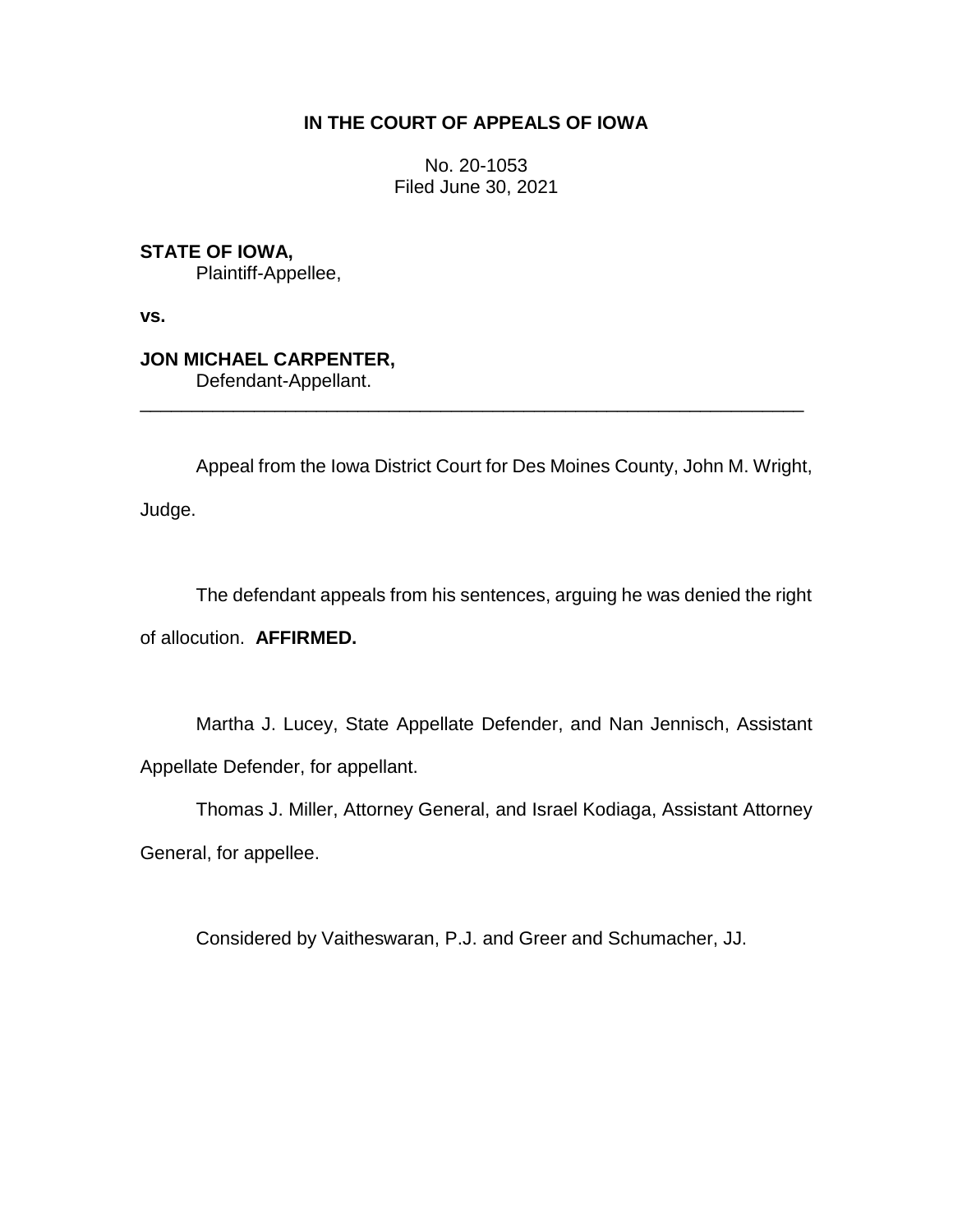# IN THE COURT OF APPEALS OF IOWA

No. 20-1053
Filed June 30, 2021

**STATE OF IOWA,**
Plaintiff-Appellee,

**vs.**

**JON MICHAEL CARPENTER,**
Defendant-Appellant.

---

Appeal from the Iowa District Court for Des Moines County, John M. Wright, Judge.

The defendant appeals from his sentences, arguing he was denied the right of allocution. **AFFIRMED.**

Martha J. Lucey, State Appellate Defender, and Nan Jennisch, Assistant Appellate Defender, for appellant.

Thomas J. Miller, Attorney General, and Israel Kodiaga, Assistant Attorney General, for appellee.

Considered by Vaitheswaran, P.J. and Greer and Schumacher, JJ.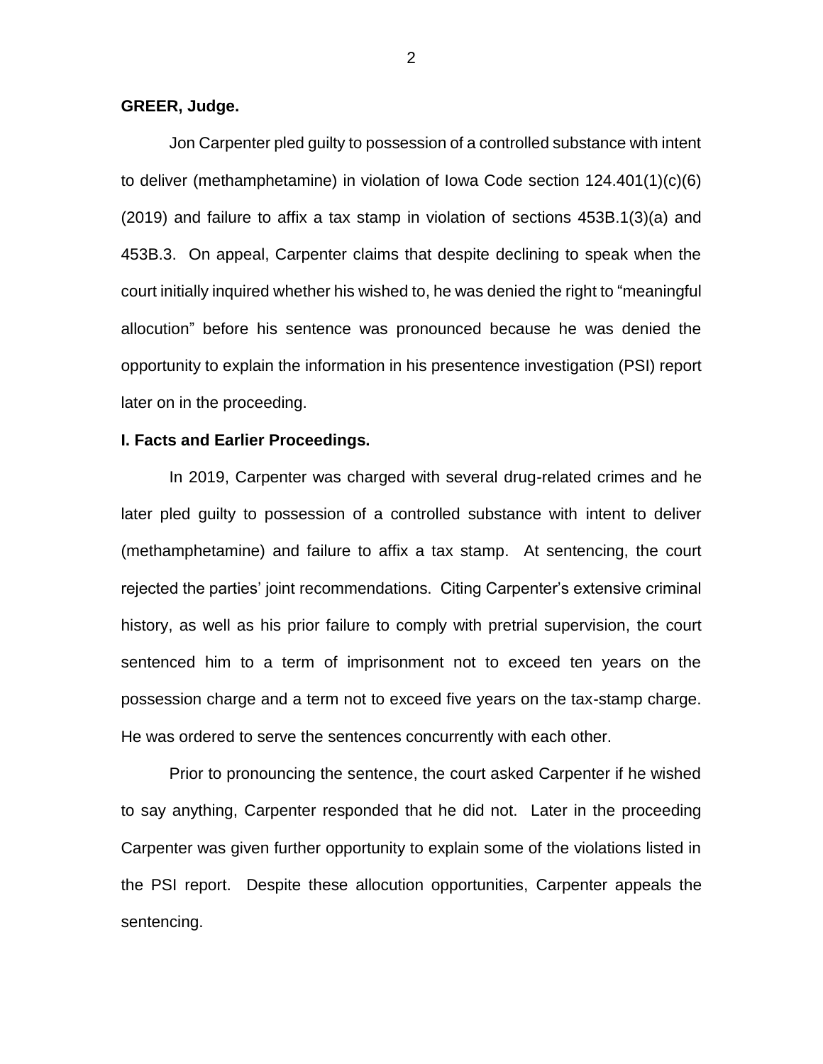**GREER, Judge.**

Jon Carpenter pled guilty to possession of a controlled substance with intent to deliver (methamphetamine) in violation of Iowa Code section 124.401(1)(c)(6) (2019) and failure to affix a tax stamp in violation of sections 453B.1(3)(a) and 453B.3. On appeal, Carpenter claims that despite declining to speak when the court initially inquired whether his wished to, he was denied the right to "meaningful allocution" before his sentence was pronounced because he was denied the opportunity to explain the information in his presentence investigation (PSI) report later on in the proceeding.

**I. Facts and Earlier Proceedings.**

In 2019, Carpenter was charged with several drug-related crimes and he later pled guilty to possession of a controlled substance with intent to deliver (methamphetamine) and failure to affix a tax stamp. At sentencing, the court rejected the parties' joint recommendations. Citing Carpenter's extensive criminal history, as well as his prior failure to comply with pretrial supervision, the court sentenced him to a term of imprisonment not to exceed ten years on the possession charge and a term not to exceed five years on the tax-stamp charge. He was ordered to serve the sentences concurrently with each other.

Prior to pronouncing the sentence, the court asked Carpenter if he wished to say anything, Carpenter responded that he did not. Later in the proceeding Carpenter was given further opportunity to explain some of the violations listed in the PSI report. Despite these allocution opportunities, Carpenter appeals the sentencing.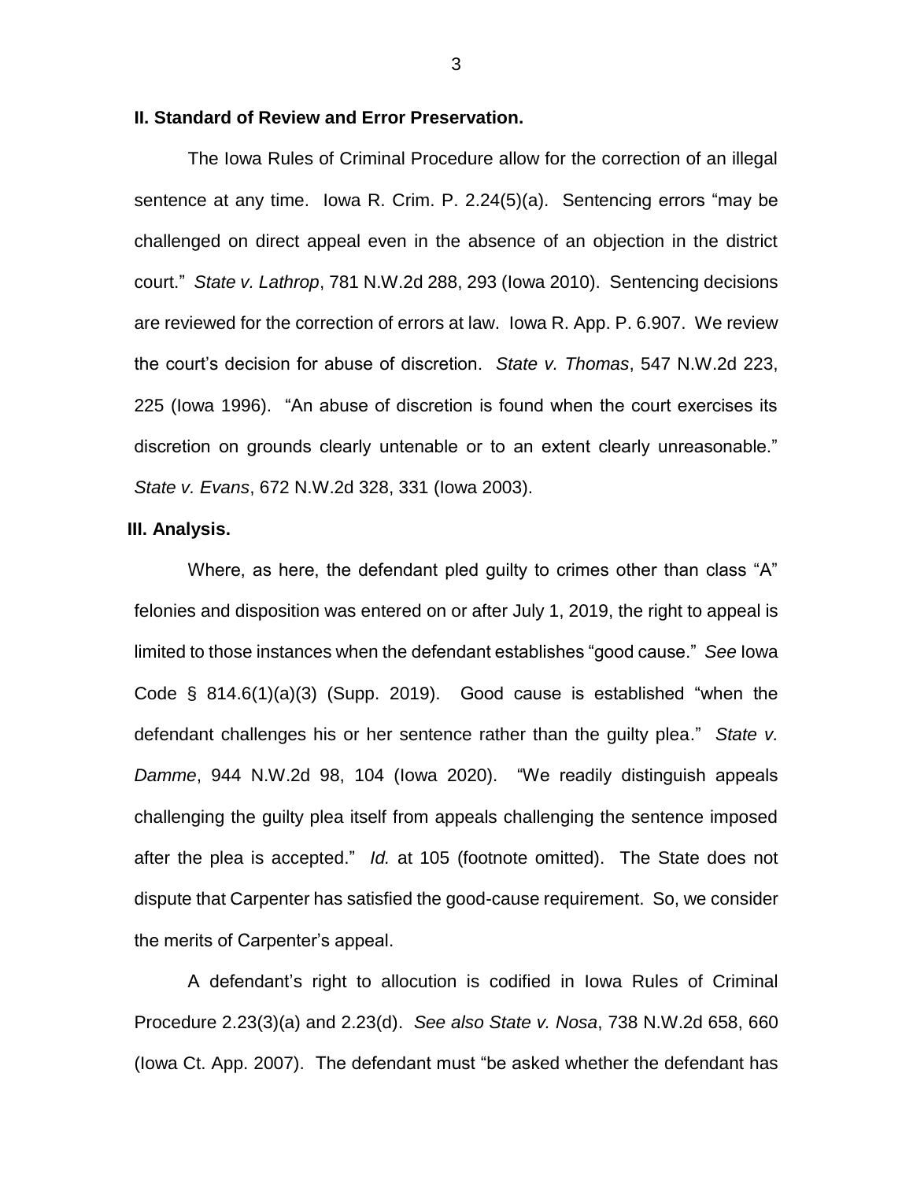## II. Standard of Review and Error Preservation.

The Iowa Rules of Criminal Procedure allow for the correction of an illegal sentence at any time. Iowa R. Crim. P. 2.24(5)(a). Sentencing errors "may be challenged on direct appeal even in the absence of an objection in the district court." *State v. Lathrop*, 781 N.W.2d 288, 293 (Iowa 2010). Sentencing decisions are reviewed for the correction of errors at law. Iowa R. App. P. 6.907. We review the court's decision for abuse of discretion. *State v. Thomas*, 547 N.W.2d 223, 225 (Iowa 1996). "An abuse of discretion is found when the court exercises its discretion on grounds clearly untenable or to an extent clearly unreasonable." *State v. Evans*, 672 N.W.2d 328, 331 (Iowa 2003).

## III. Analysis.

Where, as here, the defendant pled guilty to crimes other than class "A" felonies and disposition was entered on or after July 1, 2019, the right to appeal is limited to those instances when the defendant establishes "good cause." *See* Iowa Code § 814.6(1)(a)(3) (Supp. 2019). Good cause is established "when the defendant challenges his or her sentence rather than the guilty plea." *State v. Damme*, 944 N.W.2d 98, 104 (Iowa 2020). "We readily distinguish appeals challenging the guilty plea itself from appeals challenging the sentence imposed after the plea is accepted." *Id.* at 105 (footnote omitted). The State does not dispute that Carpenter has satisfied the good-cause requirement. So, we consider the merits of Carpenter's appeal.

A defendant's right to allocution is codified in Iowa Rules of Criminal Procedure 2.23(3)(a) and 2.23(d). *See also State v. Nosa*, 738 N.W.2d 658, 660 (Iowa Ct. App. 2007). The defendant must "be asked whether the defendant has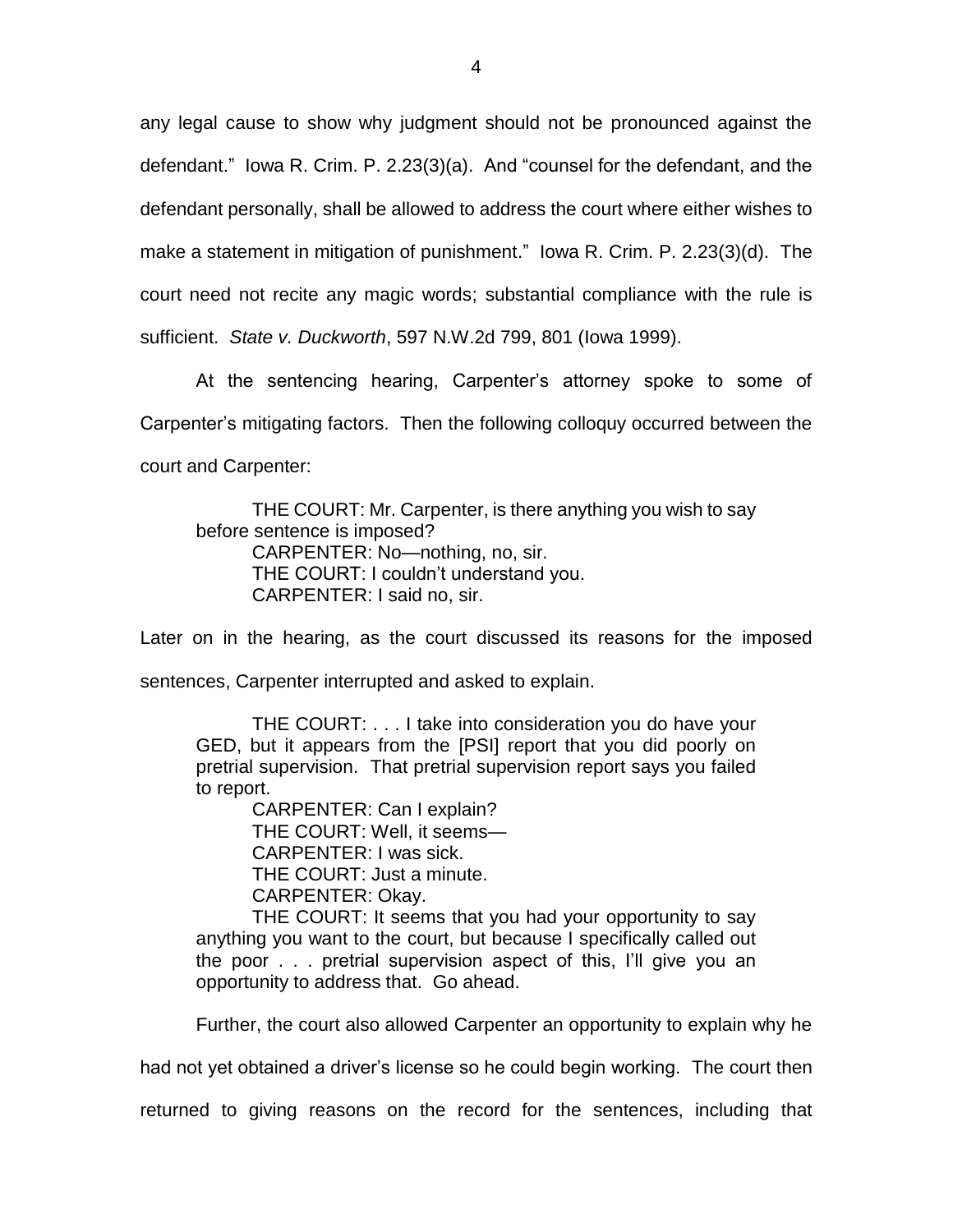any legal cause to show why judgment should not be pronounced against the defendant." Iowa R. Crim. P. 2.23(3)(a). And "counsel for the defendant, and the defendant personally, shall be allowed to address the court where either wishes to make a statement in mitigation of punishment." Iowa R. Crim. P. 2.23(3)(d). The court need not recite any magic words; substantial compliance with the rule is sufficient. *State v. Duckworth*, 597 N.W.2d 799, 801 (Iowa 1999).

At the sentencing hearing, Carpenter's attorney spoke to some of Carpenter's mitigating factors. Then the following colloquy occurred between the court and Carpenter:

> THE COURT: Mr. Carpenter, is there anything you wish to say before sentence is imposed?
> CARPENTER: No—nothing, no, sir.
> THE COURT: I couldn't understand you.
> CARPENTER: I said no, sir.

Later on in the hearing, as the court discussed its reasons for the imposed sentences, Carpenter interrupted and asked to explain.

> THE COURT: . . . I take into consideration you do have your GED, but it appears from the [PSI] report that you did poorly on pretrial supervision. That pretrial supervision report says you failed to report.
> CARPENTER: Can I explain?
> THE COURT: Well, it seems—
> CARPENTER: I was sick.
> THE COURT: Just a minute.
> CARPENTER: Okay.
> THE COURT: It seems that you had your opportunity to say anything you want to the court, but because I specifically called out the poor . . . pretrial supervision aspect of this, I'll give you an opportunity to address that. Go ahead.

Further, the court also allowed Carpenter an opportunity to explain why he had not yet obtained a driver's license so he could begin working. The court then returned to giving reasons on the record for the sentences, including that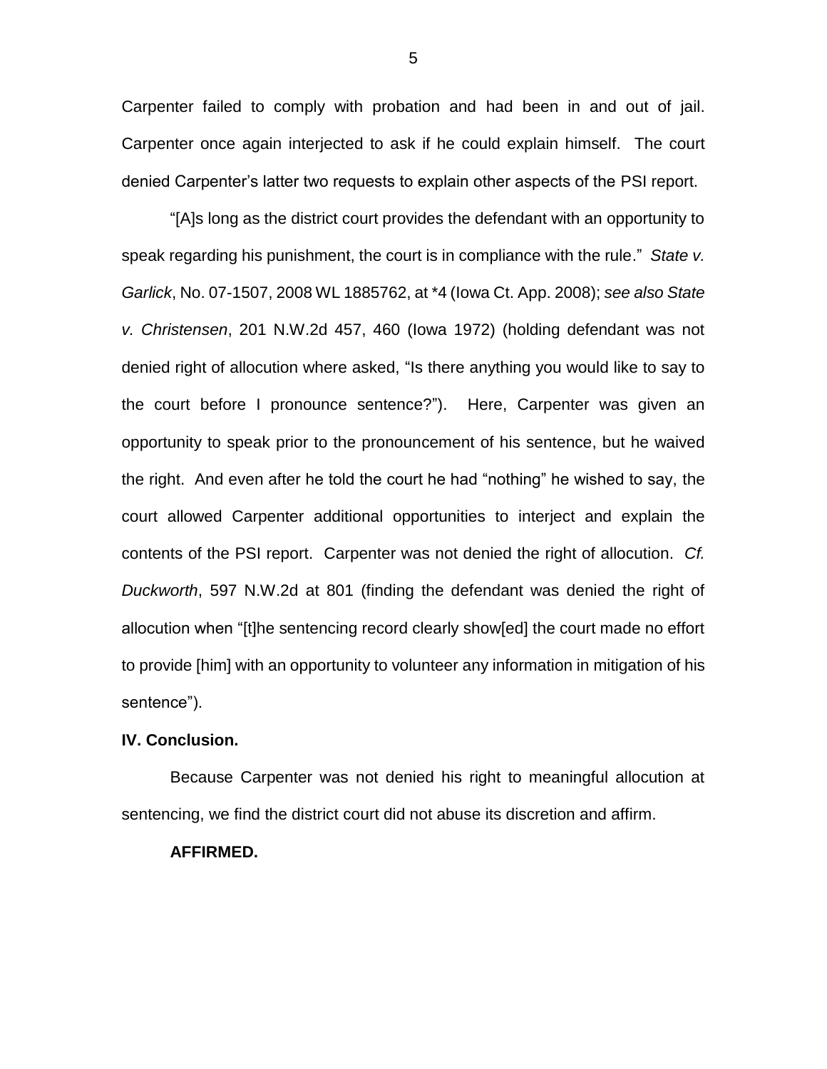Carpenter failed to comply with probation and had been in and out of jail. Carpenter once again interjected to ask if he could explain himself. The court denied Carpenter's latter two requests to explain other aspects of the PSI report.

"[A]s long as the district court provides the defendant with an opportunity to speak regarding his punishment, the court is in compliance with the rule." *State v. Garlick*, No. 07-1507, 2008 WL 1885762, at *4 (Iowa Ct. App. 2008); *see also State v. Christensen*, 201 N.W.2d 457, 460 (Iowa 1972) (holding defendant was not denied right of allocution where asked, "Is there anything you would like to say to the court before I pronounce sentence?"). Here, Carpenter was given an opportunity to speak prior to the pronouncement of his sentence, but he waived the right. And even after he told the court he had "nothing" he wished to say, the court allowed Carpenter additional opportunities to interject and explain the contents of the PSI report. Carpenter was not denied the right of allocution. *Cf. Duckworth*, 597 N.W.2d at 801 (finding the defendant was denied the right of allocution when "[t]he sentencing record clearly show[ed] the court made no effort to provide [him] with an opportunity to volunteer any information in mitigation of his sentence").

**IV. Conclusion.**

Because Carpenter was not denied his right to meaningful allocution at sentencing, we find the district court did not abuse its discretion and affirm.

**AFFIRMED.**